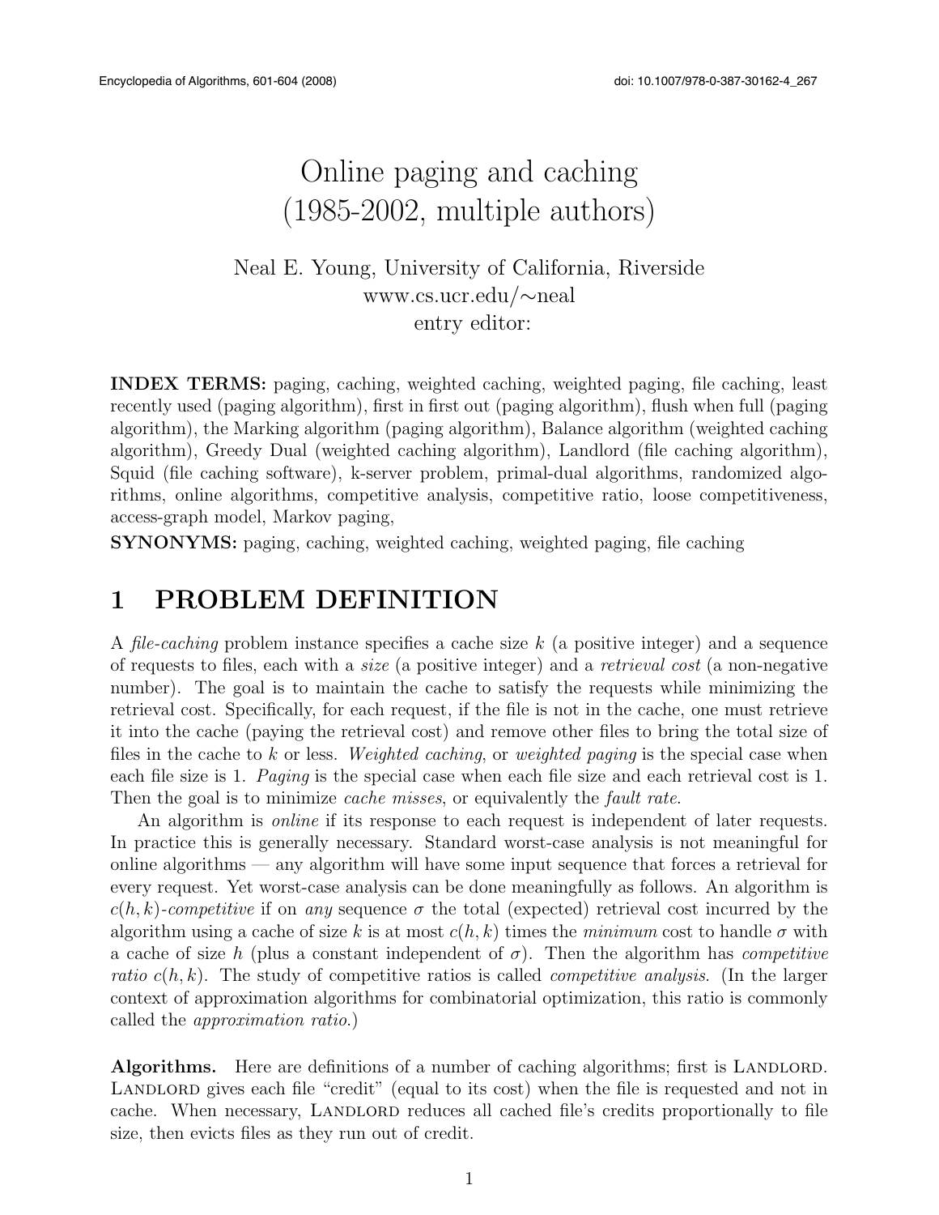# Online paging and caching (1985-2002, multiple authors)

Neal E. Young, University of California, Riverside
www.cs.ucr.edu/∼neal
entry editor:

**INDEX TERMS:** paging, caching, weighted caching, weighted paging, file caching, least recently used (paging algorithm), first in first out (paging algorithm), flush when full (paging algorithm), the Marking algorithm (paging algorithm), Balance algorithm (weighted caching algorithm), Greedy Dual (weighted caching algorithm), Landlord (file caching algorithm), Squid (file caching software), k-server problem, primal-dual algorithms, randomized algorithms, online algorithms, competitive analysis, competitive ratio, loose competitiveness, access-graph model, Markov paging,

**SYNONYMS:** paging, caching, weighted caching, weighted paging, file caching

## 1 PROBLEM DEFINITION

A *file-caching* problem instance specifies a cache size $k$ (a positive integer) and a sequence of requests to files, each with a *size* (a positive integer) and a *retrieval cost* (a non-negative number). The goal is to maintain the cache to satisfy the requests while minimizing the retrieval cost. Specifically, for each request, if the file is not in the cache, one must retrieve it into the cache (paying the retrieval cost) and remove other files to bring the total size of files in the cache to $k$ or less. *Weighted caching*, or *weighted paging* is the special case when each file size is 1. *Paging* is the special case when each file size and each retrieval cost is 1. Then the goal is to minimize *cache misses*, or equivalently the *fault rate*.

An algorithm is *online* if its response to each request is independent of later requests. In practice this is generally necessary. Standard worst-case analysis is not meaningful for online algorithms — any algorithm will have some input sequence that forces a retrieval for every request. Yet worst-case analysis can be done meaningfully as follows. An algorithm is $c(h,k)$-*competitive* if on *any* sequence $\sigma$ the total (expected) retrieval cost incurred by the algorithm using a cache of size $k$ is at most $c(h,k)$ times the *minimum* cost to handle $\sigma$ with a cache of size $h$ (plus a constant independent of $\sigma$). Then the algorithm has *competitive ratio* $c(h,k)$. The study of competitive ratios is called *competitive analysis*. (In the larger context of approximation algorithms for combinatorial optimization, this ratio is commonly called the *approximation ratio*.)

**Algorithms.** Here are definitions of a number of caching algorithms; first is Landlord. Landlord gives each file "credit" (equal to its cost) when the file is requested and not in cache. When necessary, Landlord reduces all cached file's credits proportionally to file size, then evicts files as they run out of credit.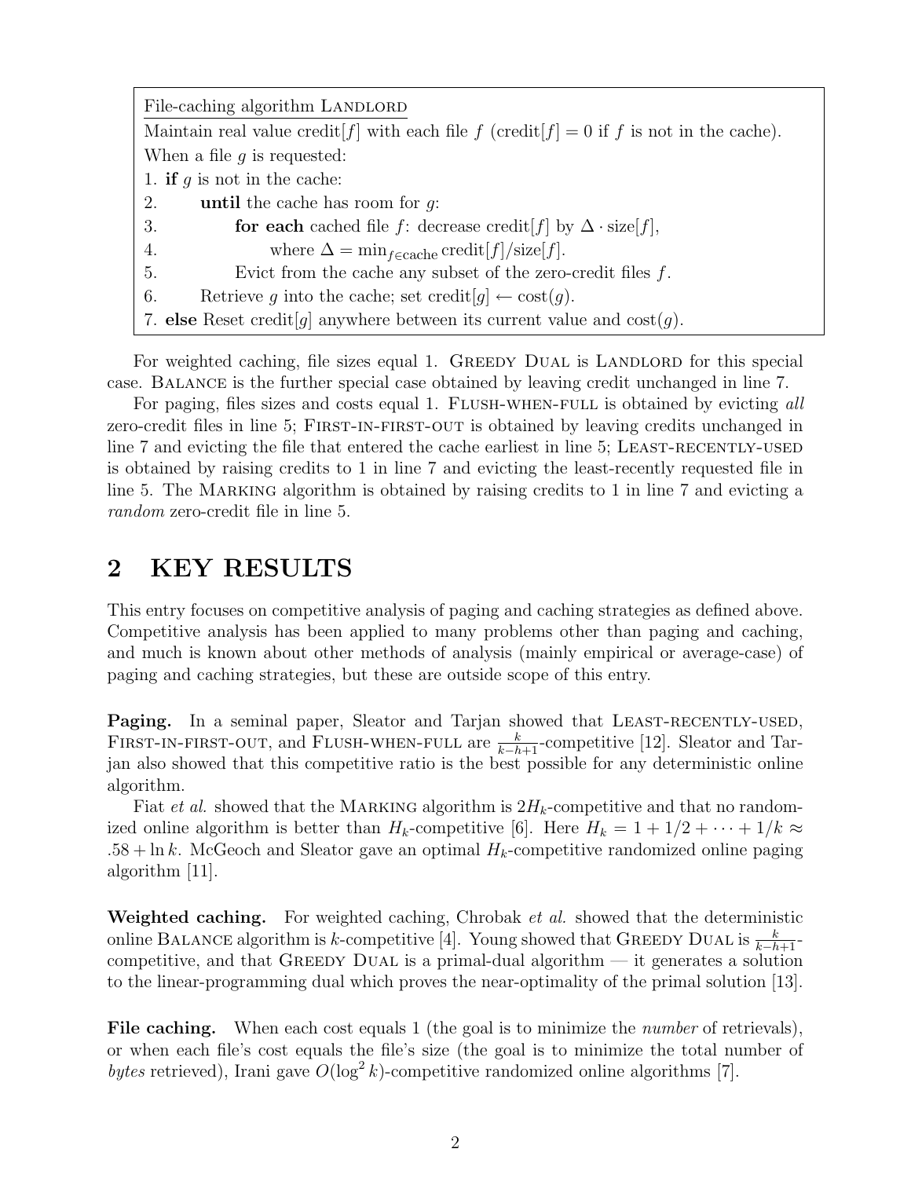```
File-caching algorithm LANDLORD
Maintain real value credit[f] with each file f (credit[f] = 0 if f is not in the cache).
When a file g is requested:
1. if g is not in the cache:
2.     until the cache has room for g:
3.         for each cached file f: decrease credit[f] by Δ · size[f],
4.             where Δ = min_{f∈cache} credit[f]/size[f].
5.         Evict from the cache any subset of the zero-credit files f.
6.     Retrieve g into the cache; set credit[g] ← cost(g).
7. else Reset credit[g] anywhere between its current value and cost(g).
```

For weighted caching, file sizes equal 1. Greedy Dual is Landlord for this special case. Balance is the further special case obtained by leaving credit unchanged in line 7.

For paging, files sizes and costs equal 1. Flush-when-full is obtained by evicting *all* zero-credit files in line 5; First-in-first-out is obtained by leaving credits unchanged in line 7 and evicting the file that entered the cache earliest in line 5; Least-recently-used is obtained by raising credits to 1 in line 7 and evicting the least-recently requested file in line 5. The Marking algorithm is obtained by raising credits to 1 in line 7 and evicting a *random* zero-credit file in line 5.

## 2 KEY RESULTS

This entry focuses on competitive analysis of paging and caching strategies as defined above. Competitive analysis has been applied to many problems other than paging and caching, and much is known about other methods of analysis (mainly empirical or average-case) of paging and caching strategies, but these are outside scope of this entry.

**Paging.** In a seminal paper, Sleator and Tarjan showed that Least-recently-used, First-in-first-out, and Flush-when-full are $\frac{k}{k-h+1}$-competitive [12]. Sleator and Tarjan also showed that this competitive ratio is the best possible for any deterministic online algorithm.

Fiat *et al.* showed that the Marking algorithm is $2H_k$-competitive and that no randomized online algorithm is better than $H_k$-competitive [6]. Here $H_k = 1 + 1/2 + \cdots + 1/k \approx .58 + \ln k$. McGeoch and Sleator gave an optimal $H_k$-competitive randomized online paging algorithm [11].

**Weighted caching.** For weighted caching, Chrobak *et al.* showed that the deterministic online Balance algorithm is $k$-competitive [4]. Young showed that Greedy Dual is $\frac{k}{k-h+1}$-competitive, and that Greedy Dual is a primal-dual algorithm — it generates a solution to the linear-programming dual which proves the near-optimality of the primal solution [13].

**File caching.** When each cost equals 1 (the goal is to minimize the *number* of retrievals), or when each file's cost equals the file's size (the goal is to minimize the total number of *bytes* retrieved), Irani gave $O(\log^2 k)$-competitive randomized online algorithms [7].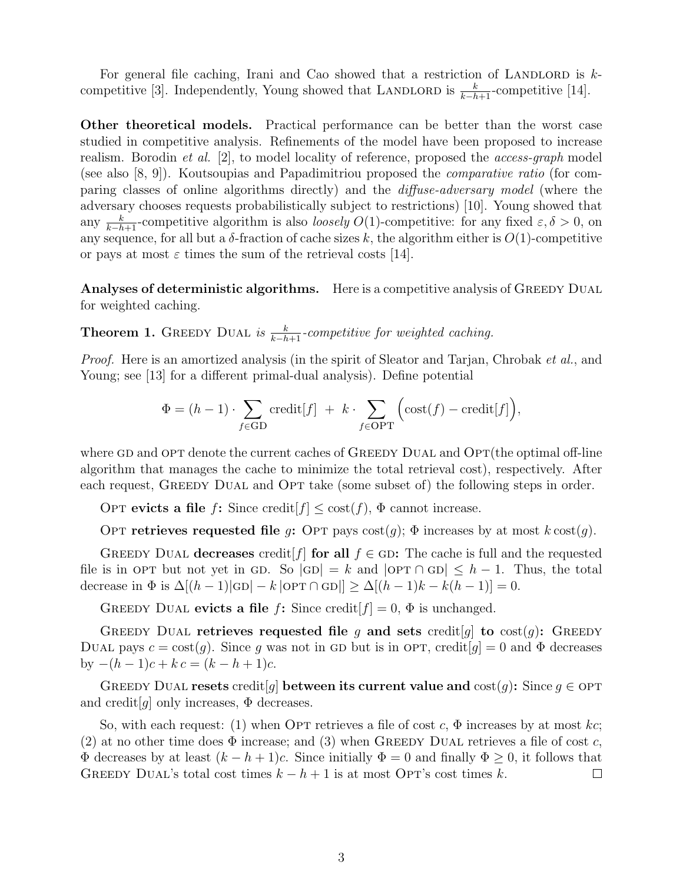For general file caching, Irani and Cao showed that a restriction of LANDLORD is $k$-competitive [3]. Independently, Young showed that LANDLORD is $\frac{k}{k-h+1}$-competitive [14].

**Other theoretical models.** Practical performance can be better than the worst case studied in competitive analysis. Refinements of the model have been proposed to increase realism. Borodin *et al.* [2], to model locality of reference, proposed the *access-graph* model (see also [8, 9]). Koutsoupias and Papadimitriou proposed the *comparative ratio* (for comparing classes of online algorithms directly) and the *diffuse-adversary model* (where the adversary chooses requests probabilistically subject to restrictions) [10]. Young showed that any $\frac{k}{k-h+1}$-competitive algorithm is also *loosely* $O(1)$-competitive: for any fixed $\varepsilon, \delta > 0$, on any sequence, for all but a $\delta$-fraction of cache sizes $k$, the algorithm either is $O(1)$-competitive or pays at most $\varepsilon$ times the sum of the retrieval costs [14].

**Analyses of deterministic algorithms.** Here is a competitive analysis of GREEDY DUAL for weighted caching.

**Theorem 1.** *GREEDY DUAL is $\frac{k}{k-h+1}$-competitive for weighted caching.*

*Proof.* Here is an amortized analysis (in the spirit of Sleator and Tarjan, Chrobak *et al.*, and Young; see [13] for a different primal-dual analysis). Define potential

$$\Phi = (h-1) \cdot \sum_{f \in \text{GD}} \text{credit}[f] \; + \; k \cdot \sum_{f \in \text{OPT}} \Big(\text{cost}(f) - \text{credit}[f]\Big),$$

where GD and OPT denote the current caches of GREEDY DUAL and OPT(the optimal off-line algorithm that manages the cache to minimize the total retrieval cost), respectively. After each request, GREEDY DUAL and OPT take (some subset of) the following steps in order.

**OPT evicts a file $f$:** Since $\text{credit}[f] \leq \text{cost}(f)$, $\Phi$ cannot increase.

**OPT retrieves requested file $g$:** OPT pays $\text{cost}(g)$; $\Phi$ increases by at most $k\,\text{cost}(g)$.

**GREEDY DUAL decreases $\text{credit}[f]$ for all $f \in \text{GD}$:** The cache is full and the requested file is in OPT but not yet in GD. So $|\text{GD}| = k$ and $|\text{OPT} \cap \text{GD}| \leq h-1$. Thus, the total decrease in $\Phi$ is $\Delta[(h-1)|\text{GD}| - k\,|\text{OPT} \cap \text{GD}|] \geq \Delta[(h-1)k - k(h-1)] = 0$.

**GREEDY DUAL evicts a file $f$:** Since $\text{credit}[f] = 0$, $\Phi$ is unchanged.

**GREEDY DUAL retrieves requested file $g$ and sets $\text{credit}[g]$ to $\text{cost}(g)$:** GREEDY DUAL pays $c = \text{cost}(g)$. Since $g$ was not in GD but is in OPT, $\text{credit}[g] = 0$ and $\Phi$ decreases by $-(h-1)c + k\,c = (k-h+1)c$.

**GREEDY DUAL resets $\text{credit}[g]$ between its current value and $\text{cost}(g)$:** Since $g \in \text{OPT}$ and $\text{credit}[g]$ only increases, $\Phi$ decreases.

So, with each request: (1) when OPT retrieves a file of cost $c$, $\Phi$ increases by at most $kc$; (2) at no other time does $\Phi$ increase; and (3) when GREEDY DUAL retrieves a file of cost $c$, $\Phi$ decreases by at least $(k-h+1)c$. Since initially $\Phi = 0$ and finally $\Phi \geq 0$, it follows that GREEDY DUAL's total cost times $k-h+1$ is at most OPT's cost times $k$. ∎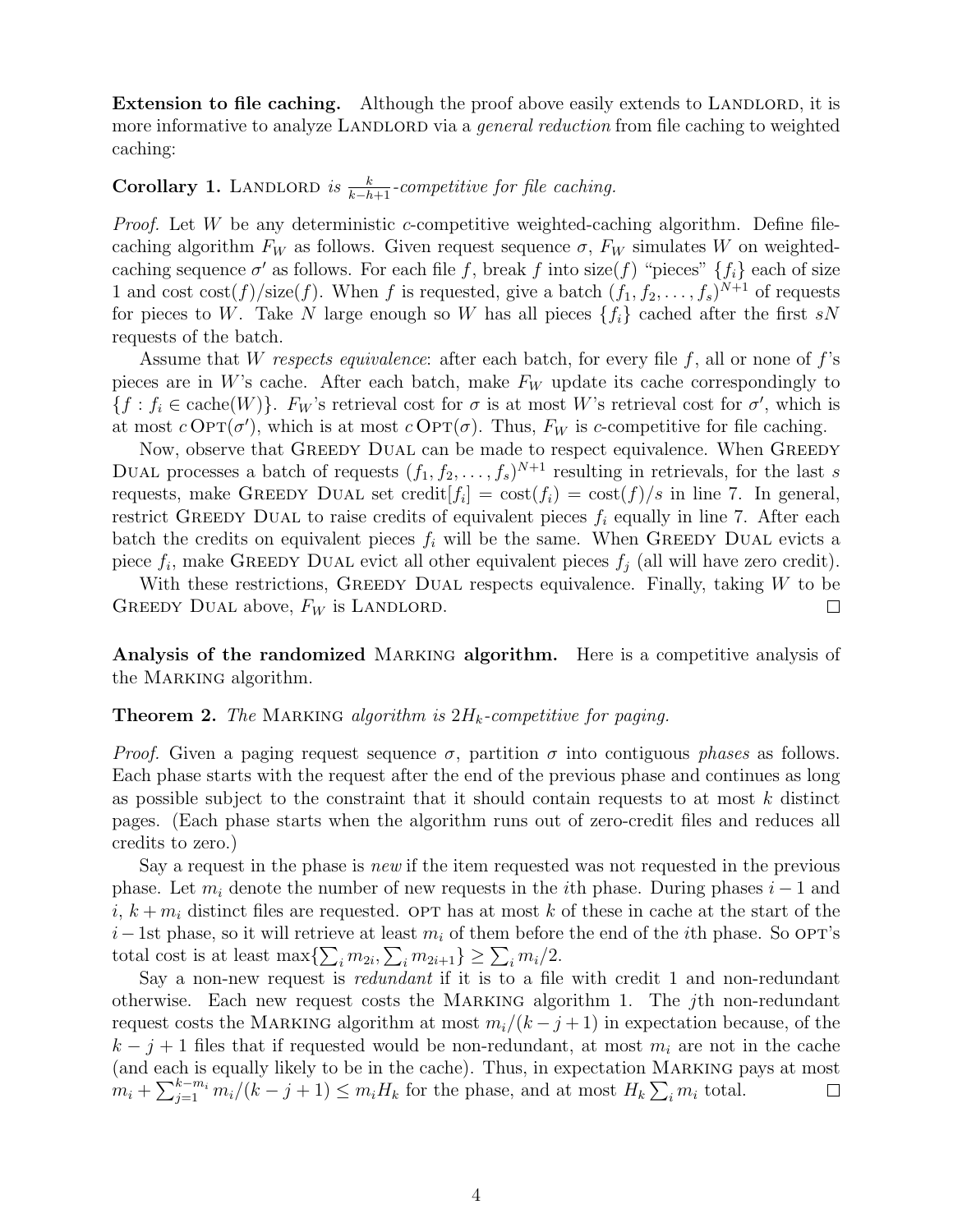**Extension to file caching.** Although the proof above easily extends to LANDLORD, it is more informative to analyze LANDLORD via a *general reduction* from file caching to weighted caching:

**Corollary 1.** LANDLORD *is* $\frac{k}{k-h+1}$*-competitive for file caching.*

*Proof.* Let $W$ be any deterministic $c$-competitive weighted-caching algorithm. Define file-caching algorithm $F_W$ as follows. Given request sequence $\sigma$, $F_W$ simulates $W$ on weighted-caching sequence $\sigma'$ as follows. For each file $f$, break $f$ into size$(f)$ "pieces" $\{f_i\}$ each of size 1 and cost cost$(f)$/size$(f)$. When $f$ is requested, give a batch $(f_1, f_2, \ldots, f_s)^{N+1}$ of requests for pieces to $W$. Take $N$ large enough so $W$ has all pieces $\{f_i\}$ cached after the first $sN$ requests of the batch.

Assume that $W$ *respects equivalence*: after each batch, for every file $f$, all or none of $f$'s pieces are in $W$'s cache. After each batch, make $F_W$ update its cache correspondingly to $\{f : f_i \in \text{cache}(W)\}$. $F_W$'s retrieval cost for $\sigma$ is at most $W$'s retrieval cost for $\sigma'$, which is at most $c\,\text{OPT}(\sigma')$, which is at most $c\,\text{OPT}(\sigma)$. Thus, $F_W$ is $c$-competitive for file caching.

Now, observe that GREEDY DUAL can be made to respect equivalence. When GREEDY DUAL processes a batch of requests $(f_1, f_2, \ldots, f_s)^{N+1}$ resulting in retrievals, for the last $s$ requests, make GREEDY DUAL set credit$[f_i]$ = cost$(f_i)$ = cost$(f)/s$ in line 7. In general, restrict GREEDY DUAL to raise credits of equivalent pieces $f_i$ equally in line 7. After each batch the credits on equivalent pieces $f_i$ will be the same. When GREEDY DUAL evicts a piece $f_i$, make GREEDY DUAL evict all other equivalent pieces $f_j$ (all will have zero credit).

With these restrictions, GREEDY DUAL respects equivalence. Finally, taking $W$ to be GREEDY DUAL above, $F_W$ is LANDLORD. □

**Analysis of the randomized MARKING algorithm.** Here is a competitive analysis of the MARKING algorithm.

**Theorem 2.** *The* MARKING *algorithm is* $2H_k$*-competitive for paging.*

*Proof.* Given a paging request sequence $\sigma$, partition $\sigma$ into contiguous *phases* as follows. Each phase starts with the request after the end of the previous phase and continues as long as possible subject to the constraint that it should contain requests to at most $k$ distinct pages. (Each phase starts when the algorithm runs out of zero-credit files and reduces all credits to zero.)

Say a request in the phase is *new* if the item requested was not requested in the previous phase. Let $m_i$ denote the number of new requests in the $i$th phase. During phases $i-1$ and $i$, $k + m_i$ distinct files are requested. OPT has at most $k$ of these in cache at the start of the $i-1$st phase, so it will retrieve at least $m_i$ of them before the end of the $i$th phase. So OPT's total cost is at least $\max\{\sum_i m_{2i}, \sum_i m_{2i+1}\} \geq \sum_i m_i/2$.

Say a non-new request is *redundant* if it is to a file with credit 1 and non-redundant otherwise. Each new request costs the MARKING algorithm 1. The $j$th non-redundant request costs the MARKING algorithm at most $m_i/(k-j+1)$ in expectation because, of the $k-j+1$ files that if requested would be non-redundant, at most $m_i$ are not in the cache (and each is equally likely to be in the cache). Thus, in expectation MARKING pays at most $m_i + \sum_{j=1}^{k-m_i} m_i/(k-j+1) \leq m_i H_k$ for the phase, and at most $H_k \sum_i m_i$ total. □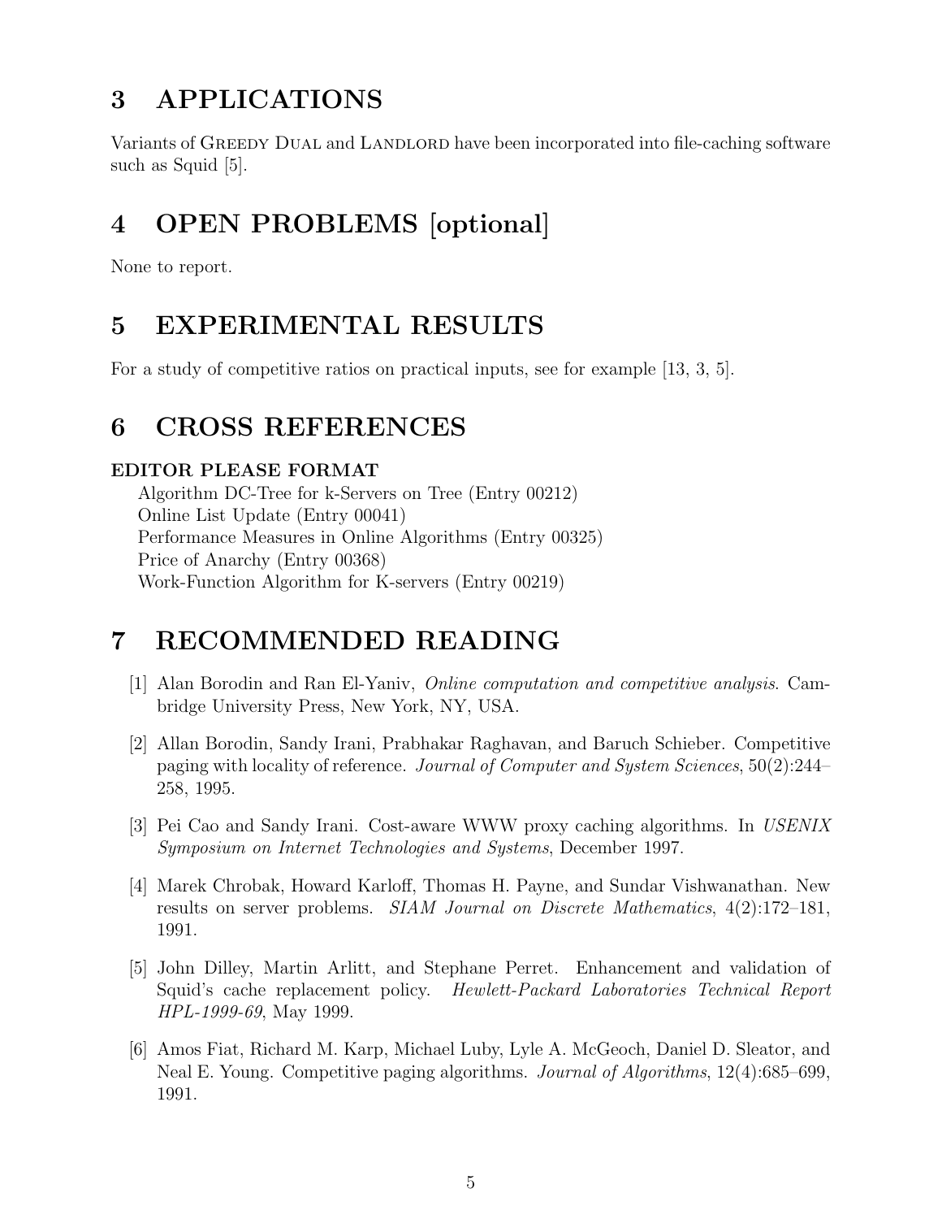# 3 APPLICATIONS

Variants of GREEDY DUAL and LANDLORD have been incorporated into file-caching software such as Squid [5].

# 4 OPEN PROBLEMS [optional]

None to report.

# 5 EXPERIMENTAL RESULTS

For a study of competitive ratios on practical inputs, see for example [13, 3, 5].

# 6 CROSS REFERENCES

**EDITOR PLEASE FORMAT**

Algorithm DC-Tree for k-Servers on Tree (Entry 00212)
Online List Update (Entry 00041)
Performance Measures in Online Algorithms (Entry 00325)
Price of Anarchy (Entry 00368)
Work-Function Algorithm for K-servers (Entry 00219)

# 7 RECOMMENDED READING

[1] Alan Borodin and Ran El-Yaniv, *Online computation and competitive analysis*. Cambridge University Press, New York, NY, USA.

[2] Allan Borodin, Sandy Irani, Prabhakar Raghavan, and Baruch Schieber. Competitive paging with locality of reference. *Journal of Computer and System Sciences*, 50(2):244–258, 1995.

[3] Pei Cao and Sandy Irani. Cost-aware WWW proxy caching algorithms. In *USENIX Symposium on Internet Technologies and Systems*, December 1997.

[4] Marek Chrobak, Howard Karloff, Thomas H. Payne, and Sundar Vishwanathan. New results on server problems. *SIAM Journal on Discrete Mathematics*, 4(2):172–181, 1991.

[5] John Dilley, Martin Arlitt, and Stephane Perret. Enhancement and validation of Squid's cache replacement policy. *Hewlett-Packard Laboratories Technical Report HPL-1999-69*, May 1999.

[6] Amos Fiat, Richard M. Karp, Michael Luby, Lyle A. McGeoch, Daniel D. Sleator, and Neal E. Young. Competitive paging algorithms. *Journal of Algorithms*, 12(4):685–699, 1991.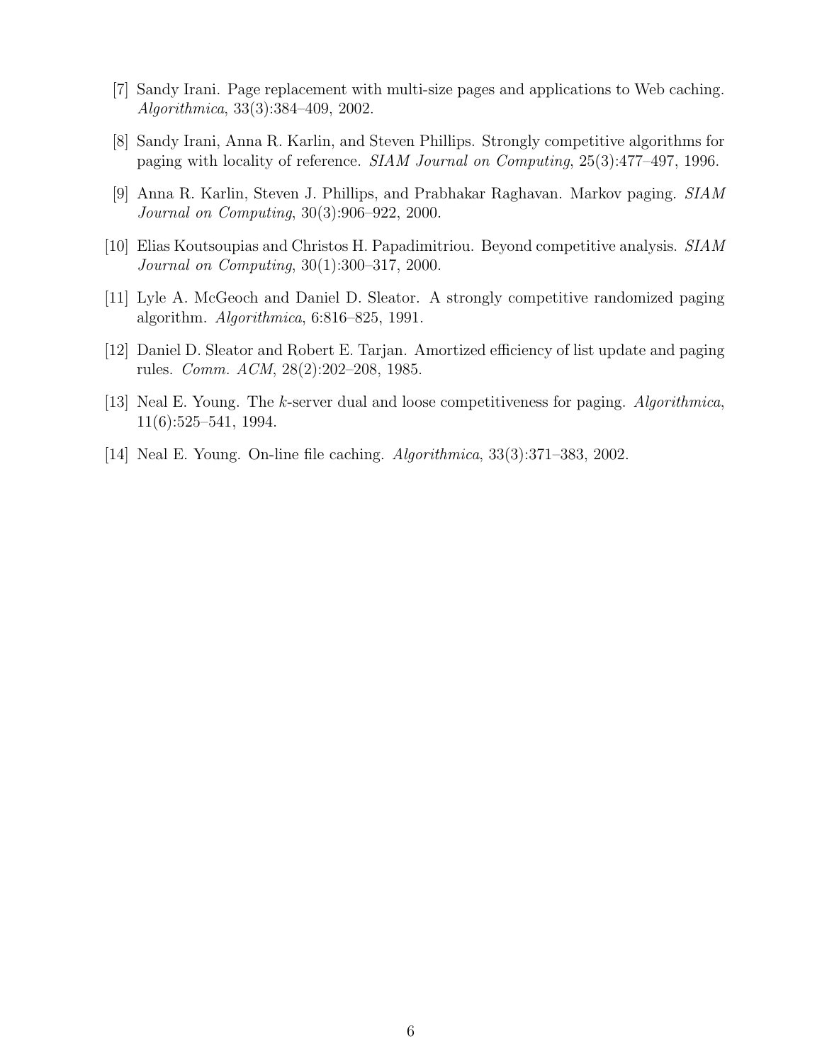[7] Sandy Irani. Page replacement with multi-size pages and applications to Web caching. *Algorithmica*, 33(3):384–409, 2002.

[8] Sandy Irani, Anna R. Karlin, and Steven Phillips. Strongly competitive algorithms for paging with locality of reference. *SIAM Journal on Computing*, 25(3):477–497, 1996.

[9] Anna R. Karlin, Steven J. Phillips, and Prabhakar Raghavan. Markov paging. *SIAM Journal on Computing*, 30(3):906–922, 2000.

[10] Elias Koutsoupias and Christos H. Papadimitriou. Beyond competitive analysis. *SIAM Journal on Computing*, 30(1):300–317, 2000.

[11] Lyle A. McGeoch and Daniel D. Sleator. A strongly competitive randomized paging algorithm. *Algorithmica*, 6:816–825, 1991.

[12] Daniel D. Sleator and Robert E. Tarjan. Amortized efficiency of list update and paging rules. *Comm. ACM*, 28(2):202–208, 1985.

[13] Neal E. Young. The $k$-server dual and loose competitiveness for paging. *Algorithmica*, 11(6):525–541, 1994.

[14] Neal E. Young. On-line file caching. *Algorithmica*, 33(3):371–383, 2002.